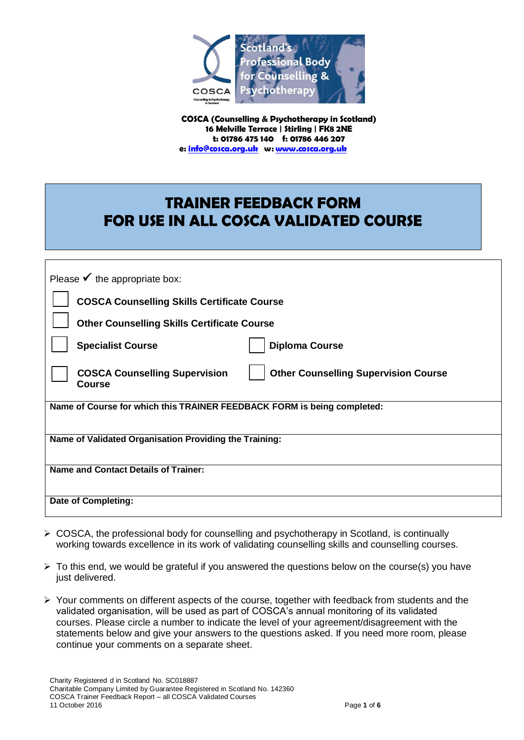**COSCA (Counselling & Psychotherapy in Scotland)**
**16 Melville Terrace | Stirling | FK8 2NE**
**t: 01786 475 140 f: 01786 446 207**
**e: info@cosca.org.uk w: www.cosca.org.uk**

# TRAINER FEEDBACK FORM
# FOR USE IN ALL COSCA VALIDATED COURSE

Please ✓ the appropriate box:

- ☐ **COSCA Counselling Skills Certificate Course**
- ☐ **Other Counselling Skills Certificate Course**
- ☐ **Specialist Course**
- ☐ **Diploma Course**
- ☐ **COSCA Counselling Supervision Course**
- ☐ **Other Counselling Supervision Course**

**Name of Course for which this TRAINER FEEDBACK FORM is being completed:**

**Name of Validated Organisation Providing the Training:**

**Name and Contact Details of Trainer:**

**Date of Completing:**

- COSCA, the professional body for counselling and psychotherapy in Scotland, is continually working towards excellence in its work of validating counselling skills and counselling courses.
- To this end, we would be grateful if you answered the questions below on the course(s) you have just delivered.
- Your comments on different aspects of the course, together with feedback from students and the validated organisation, will be used as part of COSCA's annual monitoring of its validated courses. Please circle a number to indicate the level of your agreement/disagreement with the statements below and give your answers to the questions asked. If you need more room, please continue your comments on a separate sheet.

Charity Registered d in Scotland No. SC018887
Charitable Company Limited by Guarantee Registered in Scotland No. 142360
COSCA Trainer Feedback Report – all COSCA Validated Courses
11 October 2016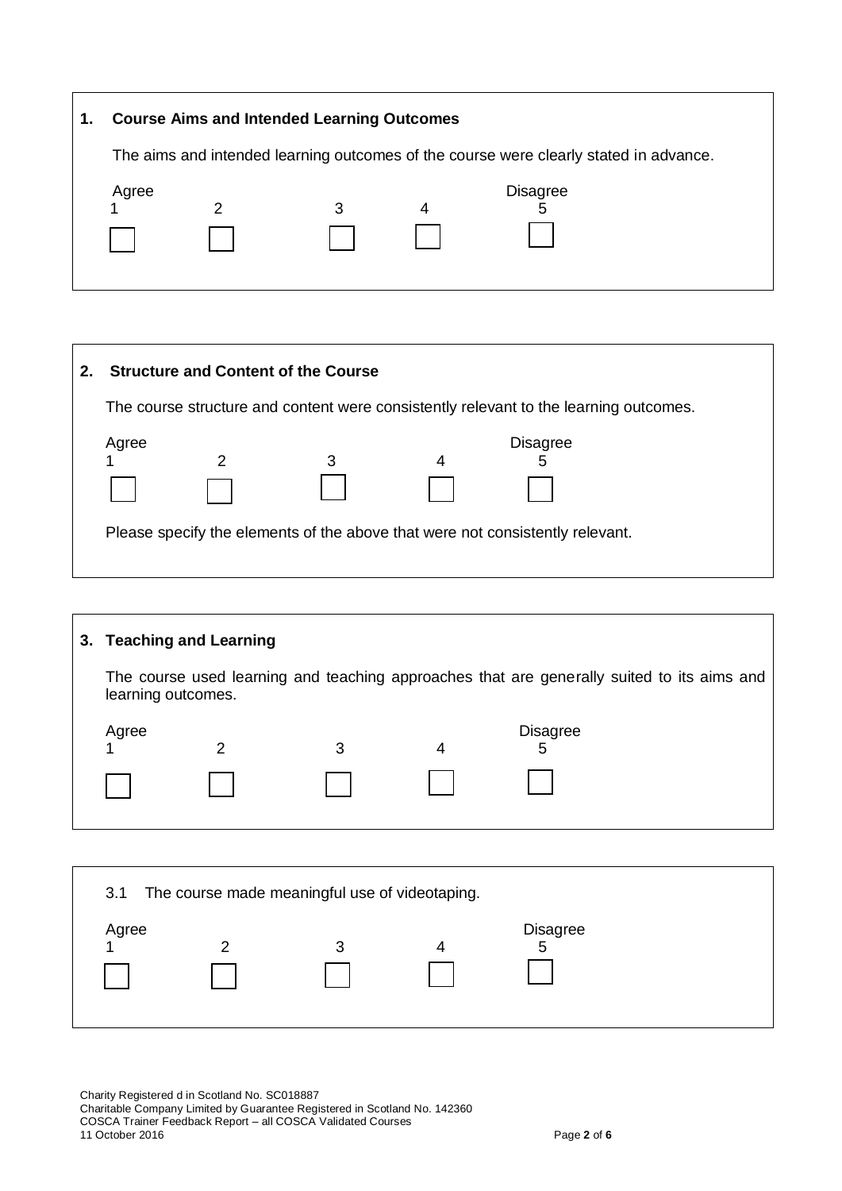## 1. Course Aims and Intended Learning Outcomes

The aims and intended learning outcomes of the course were clearly stated in advance.

| Agree 1 | 2 | 3 | 4 | Disagree 5 |
|---|---|---|---|---|
| ☐ | ☐ | ☐ | ☐ | ☐ |

## 2. Structure and Content of the Course

The course structure and content were consistently relevant to the learning outcomes.

| Agree 1 | 2 | 3 | 4 | Disagree 5 |
|---|---|---|---|---|
| ☐ | ☐ | ☐ | ☐ | ☐ |

Please specify the elements of the above that were not consistently relevant.

## 3. Teaching and Learning

The course used learning and teaching approaches that are generally suited to its aims and learning outcomes.

| Agree 1 | 2 | 3 | 4 | Disagree 5 |
|---|---|---|---|---|
| ☐ | ☐ | ☐ | ☐ | ☐ |

3.1 The course made meaningful use of videotaping.

| Agree 1 | 2 | 3 | 4 | Disagree 5 |
|---|---|---|---|---|
| ☐ | ☐ | ☐ | ☐ | ☐ |

Charity Registered d in Scotland No. SC018887
Charitable Company Limited by Guarantee Registered in Scotland No. 142360
COSCA Trainer Feedback Report – all COSCA Validated Courses
11 October 2016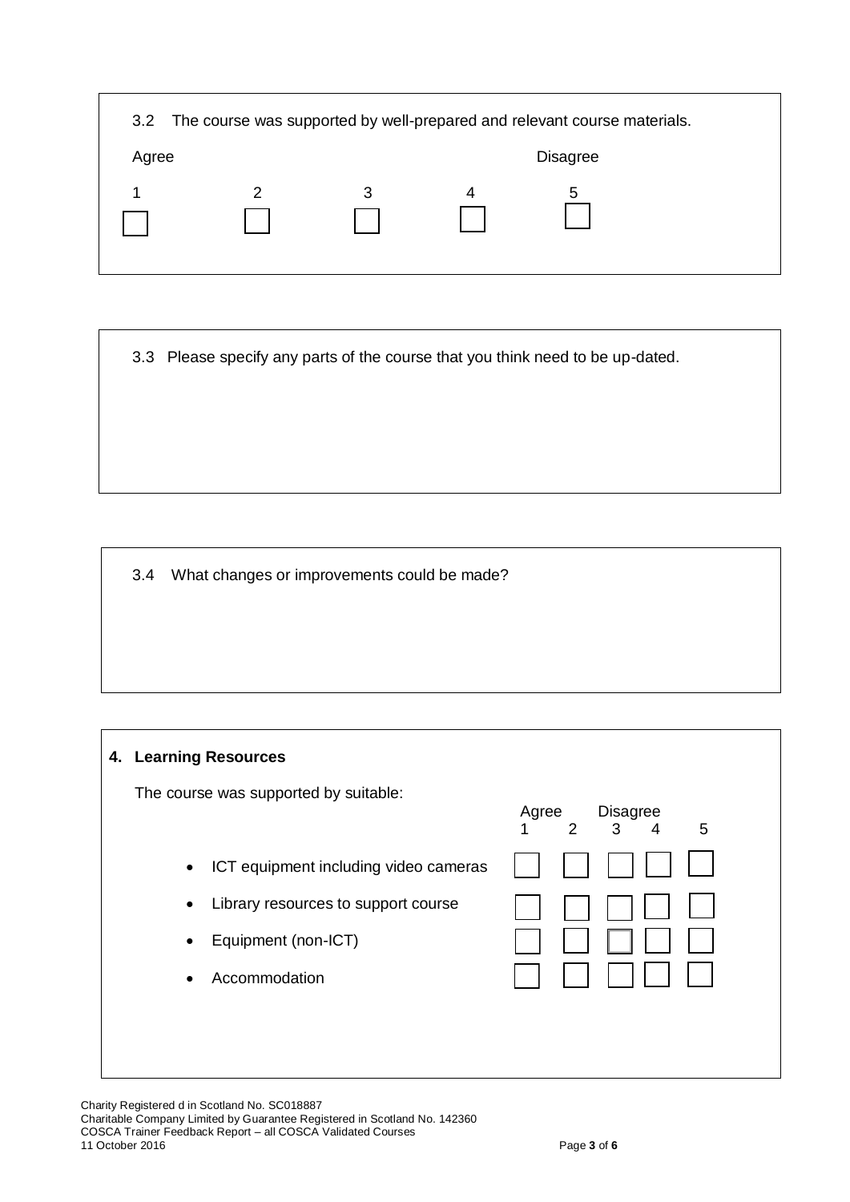3.2 The course was supported by well-prepared and relevant course materials.

| Agree | | | | Disagree |
|---|---|---|---|---|
| 1 | 2 | 3 | 4 | 5 |
| ☐ | ☐ | ☐ | ☐ | ☐ |

3.3 Please specify any parts of the course that you think need to be up-dated.

3.4 What changes or improvements could be made?

## 4. Learning Resources

The course was supported by suitable:

| | Agree 1 | 2 | Disagree 3 | 4 | 5 |
|---|---|---|---|---|---|
| • ICT equipment including video cameras | ☐ | ☐ | ☐ | ☐ | ☐ |
| • Library resources to support course | ☐ | ☐ | ☐ | ☐ | ☐ |
| • Equipment (non-ICT) | ☐ | ☐ | ☐ | ☐ | ☐ |
| • Accommodation | ☐ | ☐ | ☐ | ☐ | ☐ |

Charity Registered d in Scotland No. SC018887
Charitable Company Limited by Guarantee Registered in Scotland No. 142360
COSCA Trainer Feedback Report – all COSCA Validated Courses
11 October 2016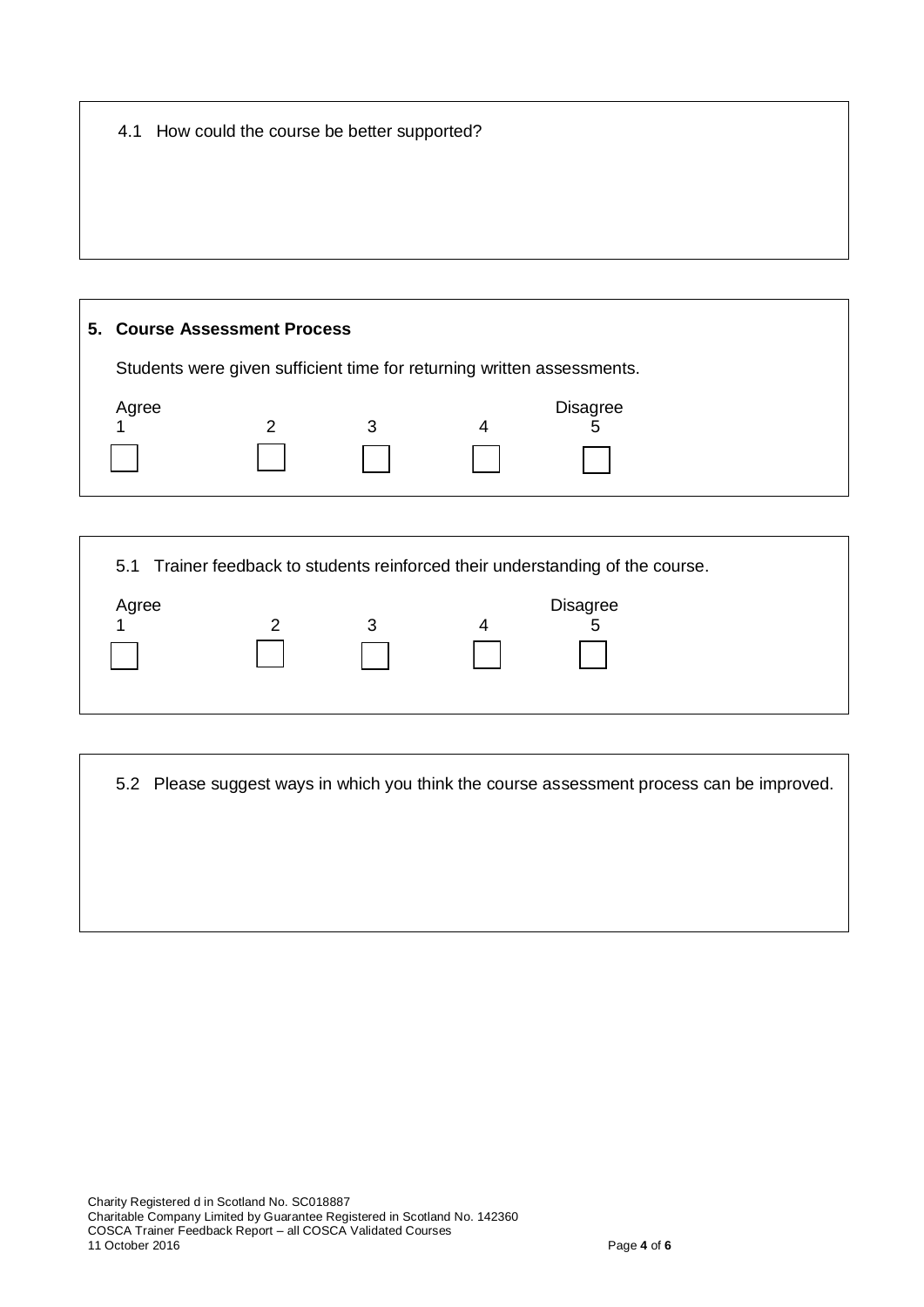4.1 How could the course be better supported?

## 5. Course Assessment Process

Students were given sufficient time for returning written assessments.

| Agree 1 | 2 | 3 | 4 | Disagree 5 |
|---|---|---|---|---|
| ☐ | ☐ | ☐ | ☐ | ☐ |

5.1 Trainer feedback to students reinforced their understanding of the course.

| Agree 1 | 2 | 3 | 4 | Disagree 5 |
|---|---|---|---|---|
| ☐ | ☐ | ☐ | ☐ | ☐ |

5.2 Please suggest ways in which you think the course assessment process can be improved.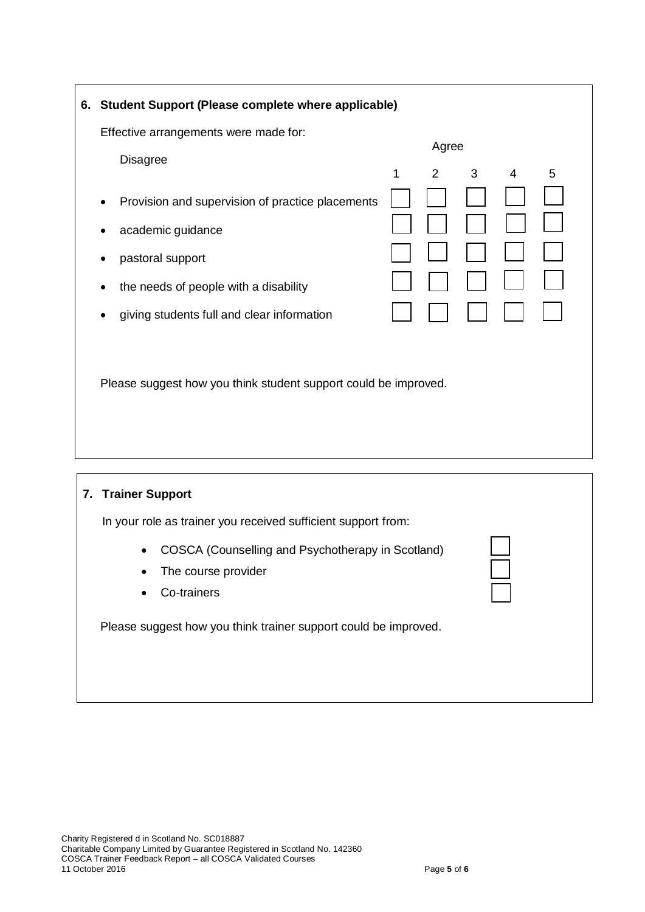## 6. Student Support (Please complete where applicable)

Effective arrangements were made for:

Disagree — Agree

| | 1 | 2 | 3 | 4 | 5 |
|---|---|---|---|---|---|
| • Provision and supervision of practice placements | ☐ | ☐ | ☐ | ☐ | ☐ |
| • academic guidance | ☐ | ☐ | ☐ | ☐ | ☐ |
| • pastoral support | ☐ | ☐ | ☐ | ☐ | ☐ |
| • the needs of people with a disability | ☐ | ☐ | ☐ | ☐ | ☐ |
| • giving students full and clear information | ☐ | ☐ | ☐ | ☐ | ☐ |

Please suggest how you think student support could be improved.

## 7. Trainer Support

In your role as trainer you received sufficient support from:

- COSCA (Counselling and Psychotherapy in Scotland) ☐
- The course provider ☐
- Co-trainers ☐

Please suggest how you think trainer support could be improved.

Charity Registered d in Scotland No. SC018887
Charitable Company Limited by Guarantee Registered in Scotland No. 142360
COSCA Trainer Feedback Report – all COSCA Validated Courses
11 October 2016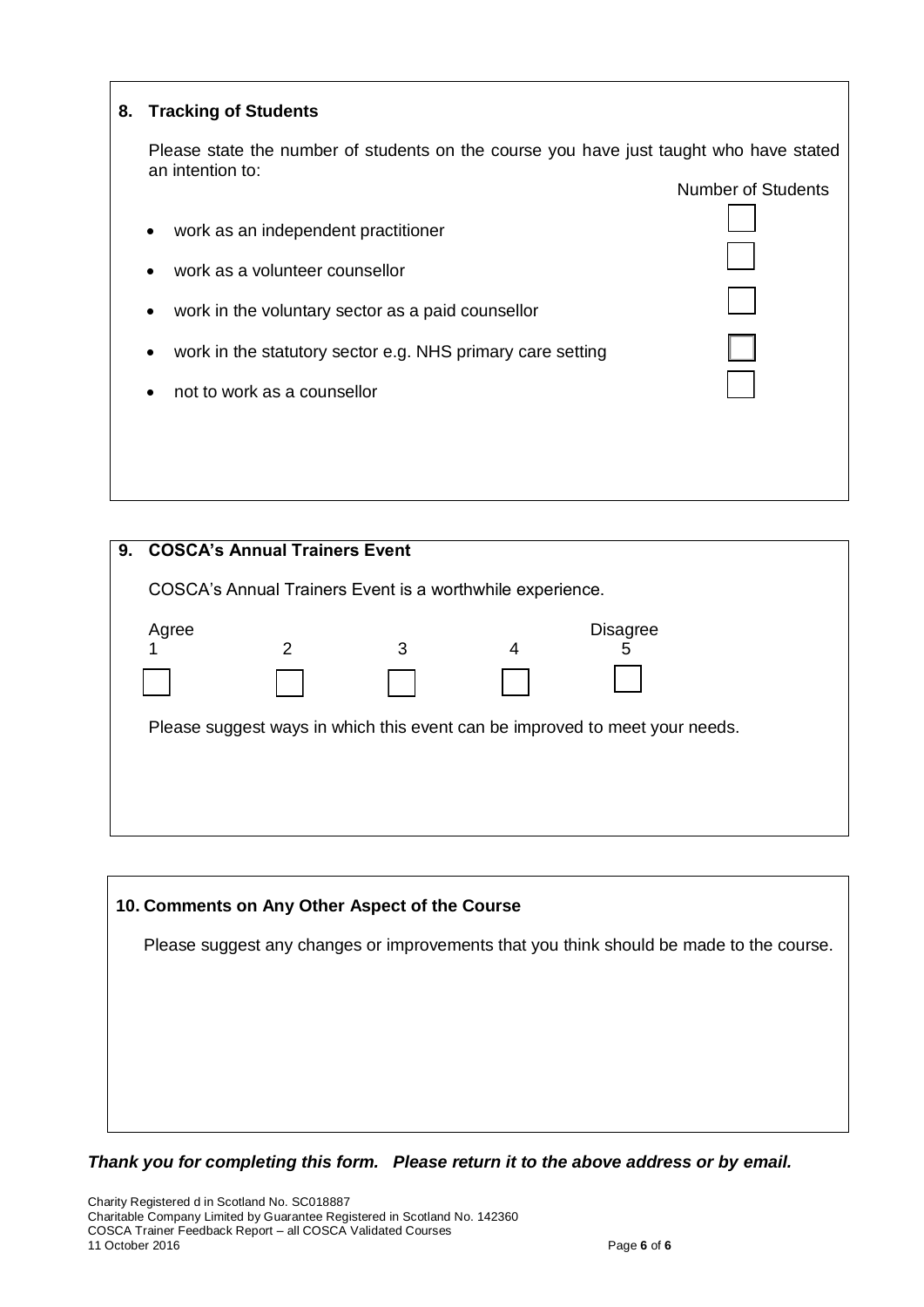## 8. Tracking of Students

Please state the number of students on the course you have just taught who have stated an intention to:

| | Number of Students |
|---|---|
| work as an independent practitioner | ☐ |
| work as a volunteer counsellor | ☐ |
| work in the voluntary sector as a paid counsellor | ☐ |
| work in the statutory sector e.g. NHS primary care setting | ☐ |
| not to work as a counsellor | ☐ |

## 9. COSCA's Annual Trainers Event

COSCA's Annual Trainers Event is a worthwhile experience.

| Agree 1 | 2 | 3 | 4 | Disagree 5 |
|---|---|---|---|---|
| ☐ | ☐ | ☐ | ☐ | ☐ |

Please suggest ways in which this event can be improved to meet your needs.

## 10. Comments on Any Other Aspect of the Course

Please suggest any changes or improvements that you think should be made to the course.

***Thank you for completing this form. Please return it to the above address or by email.***

Charity Registered d in Scotland No. SC018887
Charitable Company Limited by Guarantee Registered in Scotland No. 142360
COSCA Trainer Feedback Report – all COSCA Validated Courses
11 October 2016